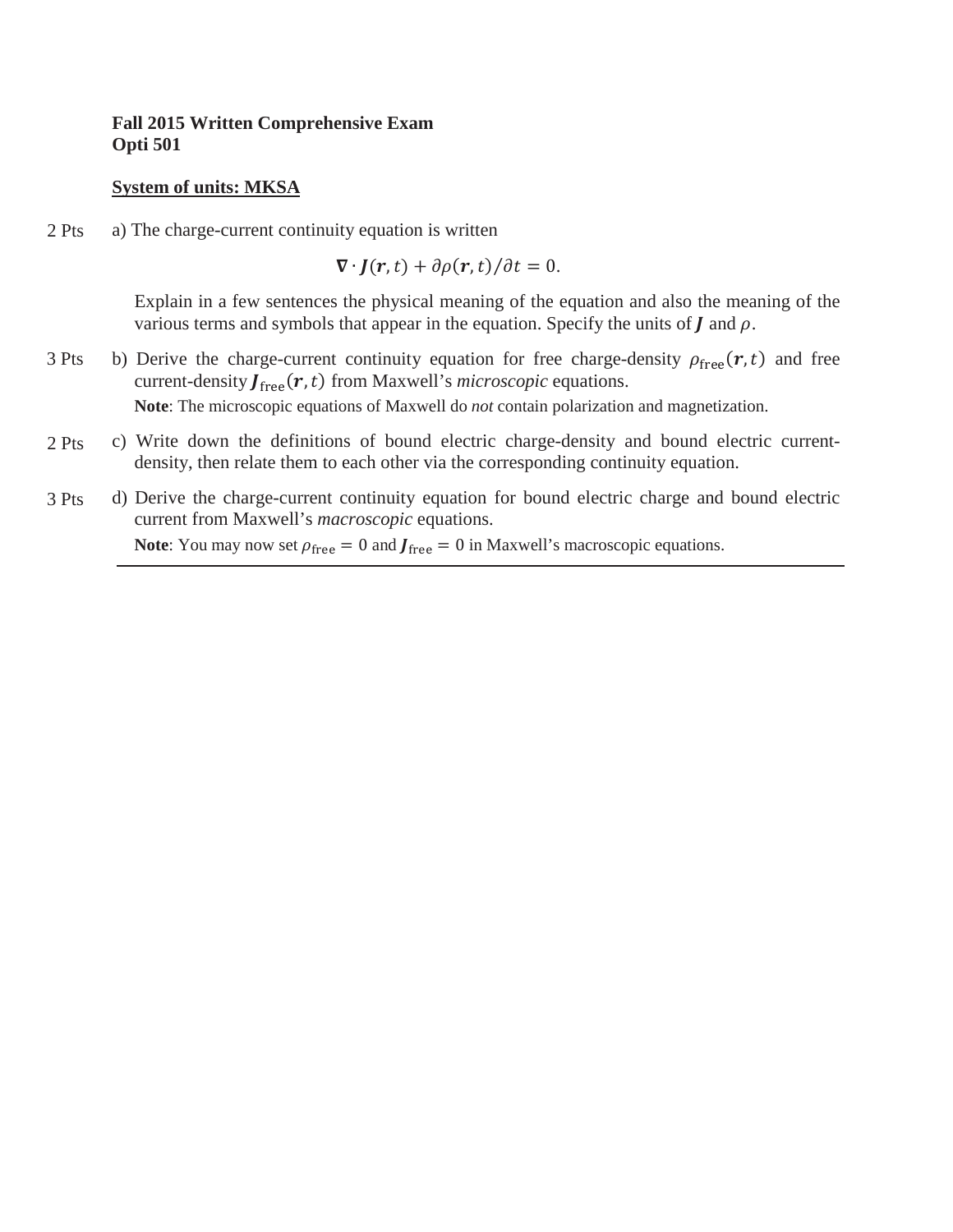**Fall 2015 Written Comprehensive Exam**
**Opti 501**

**System of units: MKSA**

2 Pts a) The charge-current continuity equation is written

$$\boldsymbol{\nabla} \cdot \boldsymbol{J}(\boldsymbol{r}, t) + \partial \rho(\boldsymbol{r}, t)/\partial t = 0.$$

Explain in a few sentences the physical meaning of the equation and also the meaning of the various terms and symbols that appear in the equation. Specify the units of $\boldsymbol{J}$ and $\rho$.

3 Pts b) Derive the charge-current continuity equation for free charge-density $\rho_{\text{free}}(\boldsymbol{r}, t)$ and free current-density $\boldsymbol{J}_{\text{free}}(\boldsymbol{r}, t)$ from Maxwell's *microscopic* equations.

**Note**: The microscopic equations of Maxwell do *not* contain polarization and magnetization.

2 Pts c) Write down the definitions of bound electric charge-density and bound electric current-density, then relate them to each other via the corresponding continuity equation.

3 Pts d) Derive the charge-current continuity equation for bound electric charge and bound electric current from Maxwell's *macroscopic* equations.

**Note**: You may now set $\rho_{\text{free}} = 0$ and $\boldsymbol{J}_{\text{free}} = 0$ in Maxwell's macroscopic equations.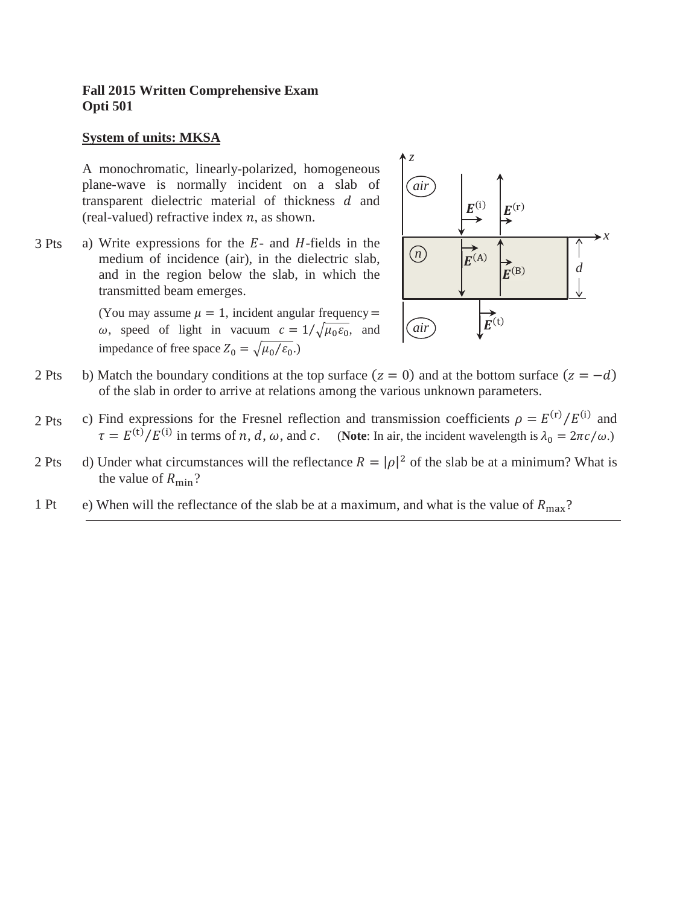**Fall 2015 Written Comprehensive Exam**
**Opti 501**

**System of units: MKSA**

A monochromatic, linearly-polarized, homogeneous plane-wave is normally incident on a slab of transparent dielectric material of thickness $d$ and (real-valued) refractive index $n$, as shown.

3 Pts a) Write expressions for the $E$- and $H$-fields in the medium of incidence (air), in the dielectric slab, and in the region below the slab, in which the transmitted beam emerges.

(You may assume $\mu = 1$, incident angular frequency $= \omega$, speed of light in vacuum $c = 1/\sqrt{\mu_0 \varepsilon_0}$, and impedance of free space $Z_0 = \sqrt{\mu_0/\varepsilon_0}$.)

2 Pts b) Match the boundary conditions at the top surface $(z = 0)$ and at the bottom surface $(z = -d)$ of the slab in order to arrive at relations among the various unknown parameters.

2 Pts c) Find expressions for the Fresnel reflection and transmission coefficients $\rho = E^{(\mathrm{r})}/E^{(\mathrm{i})}$ and $\tau = E^{(\mathrm{t})}/E^{(\mathrm{i})}$ in terms of $n$, $d$, $\omega$, and $c$. (**Note**: In air, the incident wavelength is $\lambda_0 = 2\pi c/\omega$.)

2 Pts d) Under what circumstances will the reflectance $R = |\rho|^2$ of the slab be at a minimum? What is the value of $R_{\min}$?

1 Pt e) When will the reflectance of the slab be at a maximum, and what is the value of $R_{\max}$?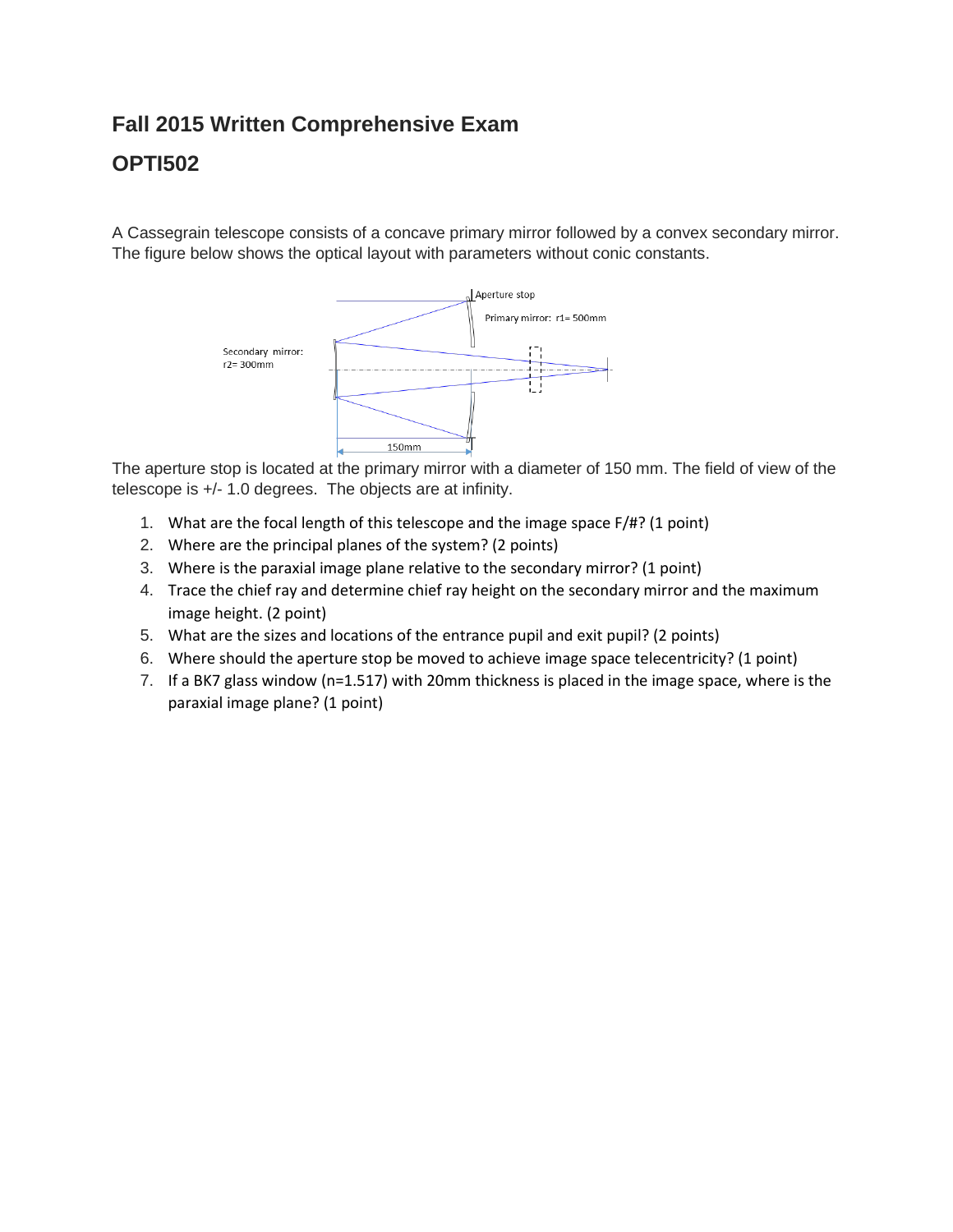## Fall 2015 Written Comprehensive Exam

## OPTI502

A Cassegrain telescope consists of a concave primary mirror followed by a convex secondary mirror. The figure below shows the optical layout with parameters without conic constants.

The aperture stop is located at the primary mirror with a diameter of 150 mm. The field of view of the telescope is +/- 1.0 degrees. The objects are at infinity.

1. What are the focal length of this telescope and the image space F/#? (1 point)
2. Where are the principal planes of the system? (2 points)
3. Where is the paraxial image plane relative to the secondary mirror? (1 point)
4. Trace the chief ray and determine chief ray height on the secondary mirror and the maximum image height. (2 point)
5. What are the sizes and locations of the entrance pupil and exit pupil? (2 points)
6. Where should the aperture stop be moved to achieve image space telecentricity? (1 point)
7. If a BK7 glass window (n=1.517) with 20mm thickness is placed in the image space, where is the paraxial image plane? (1 point)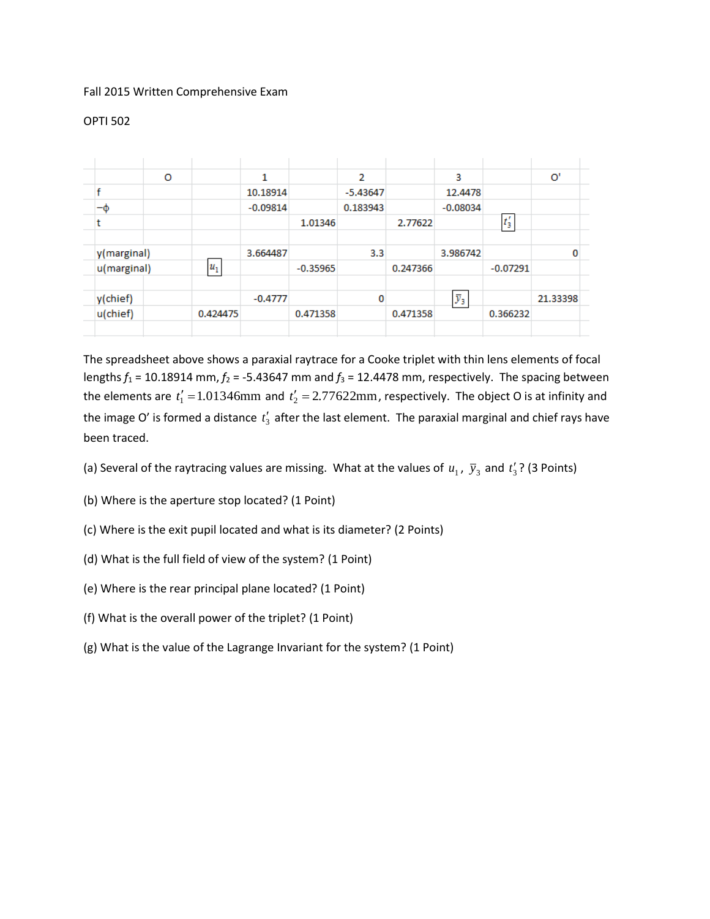Fall 2015 Written Comprehensive Exam

OPTI 502

| | O | | 1 | | 2 | | 3 | | O' |
|---|---|---|---|---|---|---|---|---|---|
| f | | | 10.18914 | | -5.43647 | | 12.4478 | | |
| $-\phi$ | | | -0.09814 | | 0.183943 | | -0.08034 | | |
| t | | | | 1.01346 | | 2.77622 | | $t_3'$ | |
| | | | | | | | | | |
| y(marginal) | | | 3.664487 | | 3.3 | | 3.986742 | | 0 |
| u(marginal) | | $u_1$ | | -0.35965 | | 0.247366 | | -0.07291 | |
| | | | | | | | | | |
| y(chief) | | | -0.4777 | | 0 | | $\bar{y}_3$ | | 21.33398 |
| u(chief) | | 0.424475 | | 0.471358 | | 0.471358 | | 0.366232 | |

The spreadsheet above shows a paraxial raytrace for a Cooke triplet with thin lens elements of focal lengths $f_1$ = 10.18914 mm, $f_2$ = -5.43647 mm and $f_3$ = 12.4478 mm, respectively. The spacing between the elements are $t_1' = 1.01346\text{mm}$ and $t_2' = 2.77622\text{mm}$, respectively. The object O is at infinity and the image O' is formed a distance $t_3'$ after the last element. The paraxial marginal and chief rays have been traced.

(a) Several of the raytracing values are missing. What at the values of $u_1$, $\bar{y}_3$ and $t_3'$? (3 Points)

(b) Where is the aperture stop located? (1 Point)

(c) Where is the exit pupil located and what is its diameter? (2 Points)

(d) What is the full field of view of the system? (1 Point)

(e) Where is the rear principal plane located? (1 Point)

(f) What is the overall power of the triplet? (1 Point)

(g) What is the value of the Lagrange Invariant for the system? (1 Point)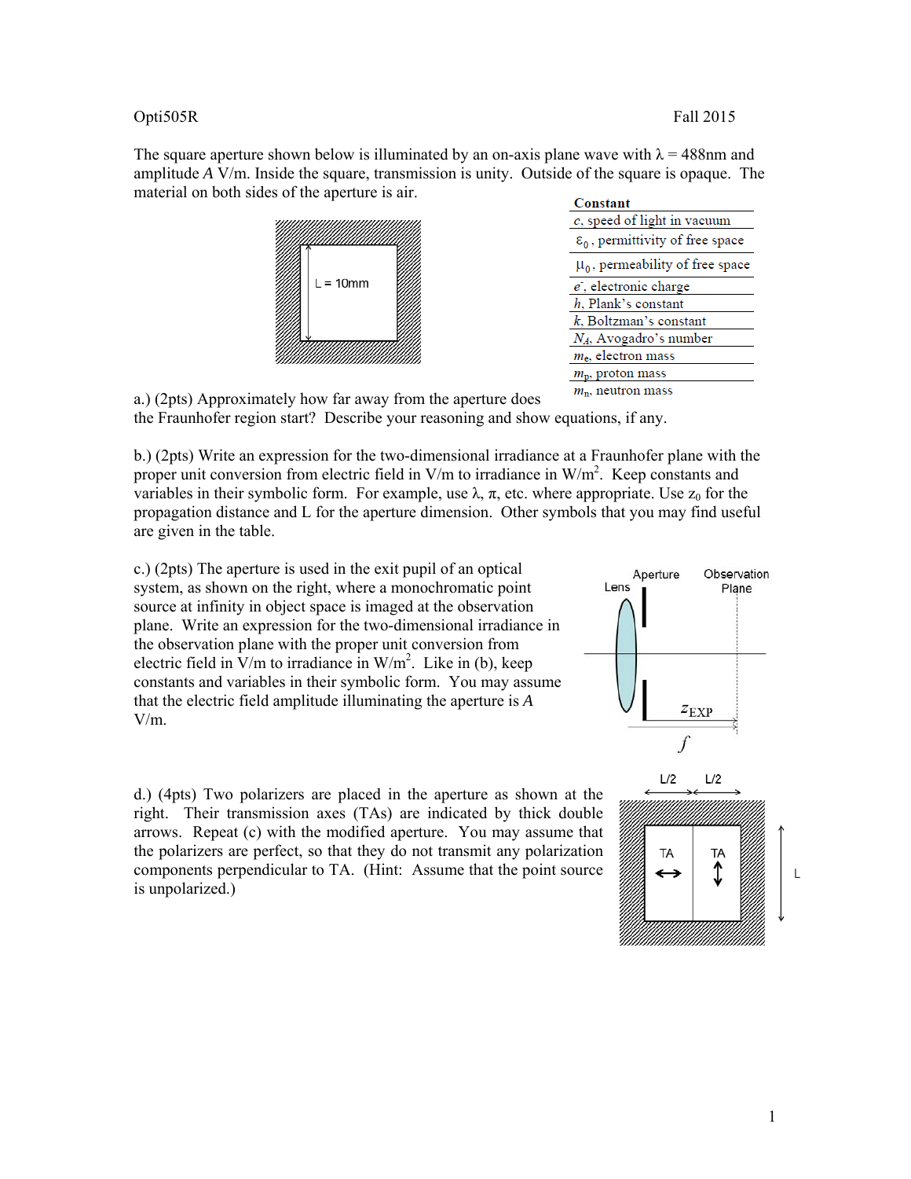Opti505R Fall 2015

The square aperture shown below is illuminated by an on-axis plane wave with $\lambda$ = 488nm and amplitude $A$ V/m. Inside the square, transmission is unity. Outside of the square is opaque. The material on both sides of the aperture is air.

| Constant |
| --- |
| $c$, speed of light in vacuum |
| $\varepsilon_0$, permittivity of free space |
| $\mu_0$, permeability of free space |
| $e^-$, electronic charge |
| $h$, Plank's constant |
| $k$, Boltzman's constant |
| $N_A$, Avogadro's number |
| $m_e$, electron mass |
| $m_p$, proton mass |
| $m_n$, neutron mass |

a.) (2pts) Approximately how far away from the aperture does the Fraunhofer region start? Describe your reasoning and show equations, if any.

b.) (2pts) Write an expression for the two-dimensional irradiance at a Fraunhofer plane with the proper unit conversion from electric field in V/m to irradiance in W/m$^2$. Keep constants and variables in their symbolic form. For example, use $\lambda$, $\pi$, etc. where appropriate. Use $z_0$ for the propagation distance and L for the aperture dimension. Other symbols that you may find useful are given in the table.

c.) (2pts) The aperture is used in the exit pupil of an optical system, as shown on the right, where a monochromatic point source at infinity in object space is imaged at the observation plane. Write an expression for the two-dimensional irradiance in the observation plane with the proper unit conversion from electric field in V/m to irradiance in W/m$^2$. Like in (b), keep constants and variables in their symbolic form. You may assume that the electric field amplitude illuminating the aperture is $A$ V/m.

d.) (4pts) Two polarizers are placed in the aperture as shown at the right. Their transmission axes (TAs) are indicated by thick double arrows. Repeat (c) with the modified aperture. You may assume that the polarizers are perfect, so that they do not transmit any polarization components perpendicular to TA. (Hint: Assume that the point source is unpolarized.)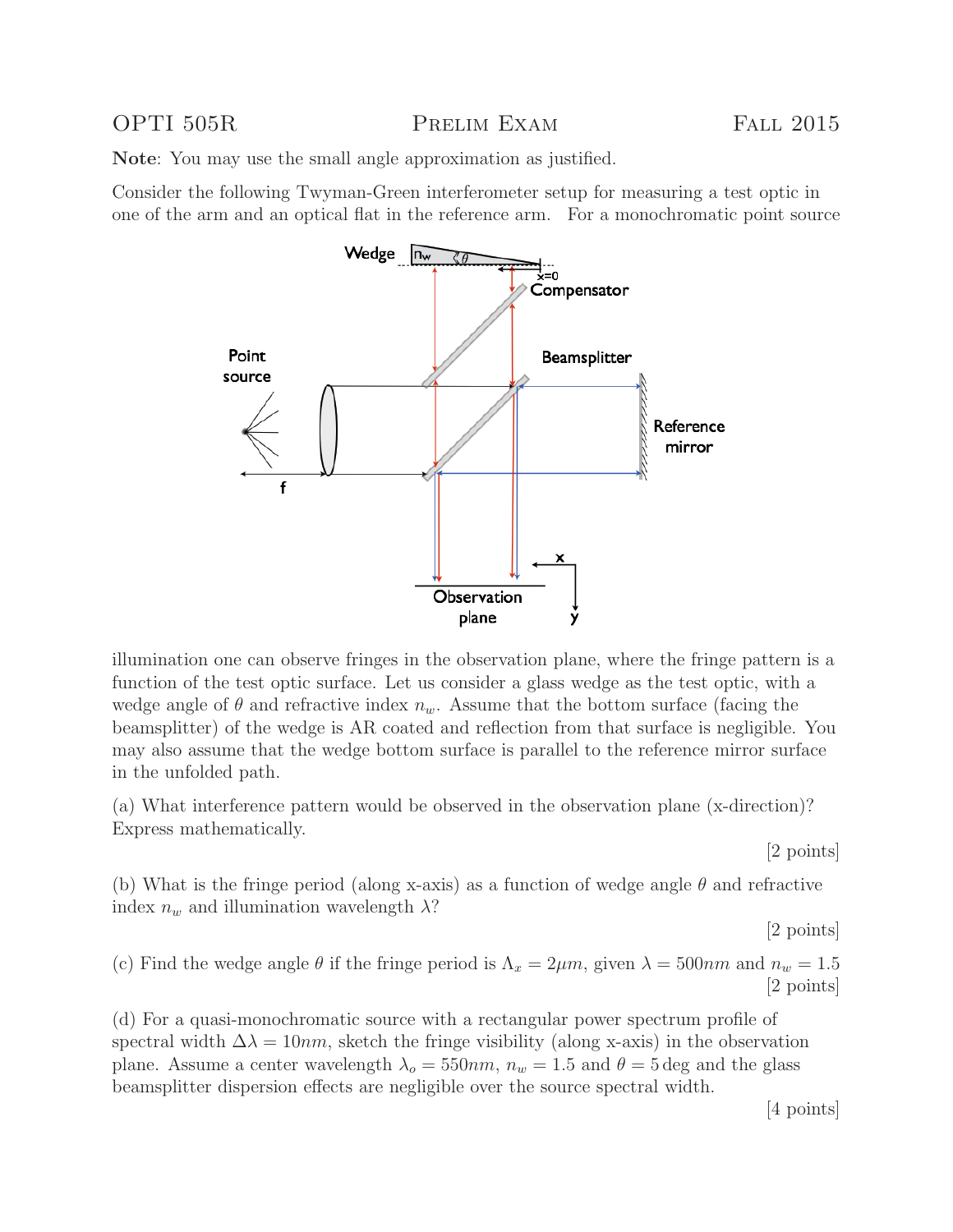OPTI 505R Prelim Exam Fall 2015

**Note**: You may use the small angle approximation as justified.

Consider the following Twyman-Green interferometer setup for measuring a test optic in one of the arm and an optical flat in the reference arm. For a monochromatic point source illumination one can observe fringes in the observation plane, where the fringe pattern is a function of the test optic surface. Let us consider a glass wedge as the test optic, with a wedge angle of $\theta$ and refractive index $n_w$. Assume that the bottom surface (facing the beamsplitter) of the wedge is AR coated and reflection from that surface is negligible. You may also assume that the wedge bottom surface is parallel to the reference mirror surface in the unfolded path.

(a) What interference pattern would be observed in the observation plane (x-direction)? Express mathematically.

[2 points]

(b) What is the fringe period (along x-axis) as a function of wedge angle $\theta$ and refractive index $n_w$ and illumination wavelength $\lambda$?

[2 points]

(c) Find the wedge angle $\theta$ if the fringe period is $\Lambda_x = 2\mu m$, given $\lambda = 500nm$ and $n_w = 1.5$

[2 points]

(d) For a quasi-monochromatic source with a rectangular power spectrum profile of spectral width $\Delta\lambda = 10nm$, sketch the fringe visibility (along x-axis) in the observation plane. Assume a center wavelength $\lambda_o = 550nm$, $n_w = 1.5$ and $\theta = 5\,\text{deg}$ and the glass beamsplitter dispersion effects are negligible over the source spectral width.

[4 points]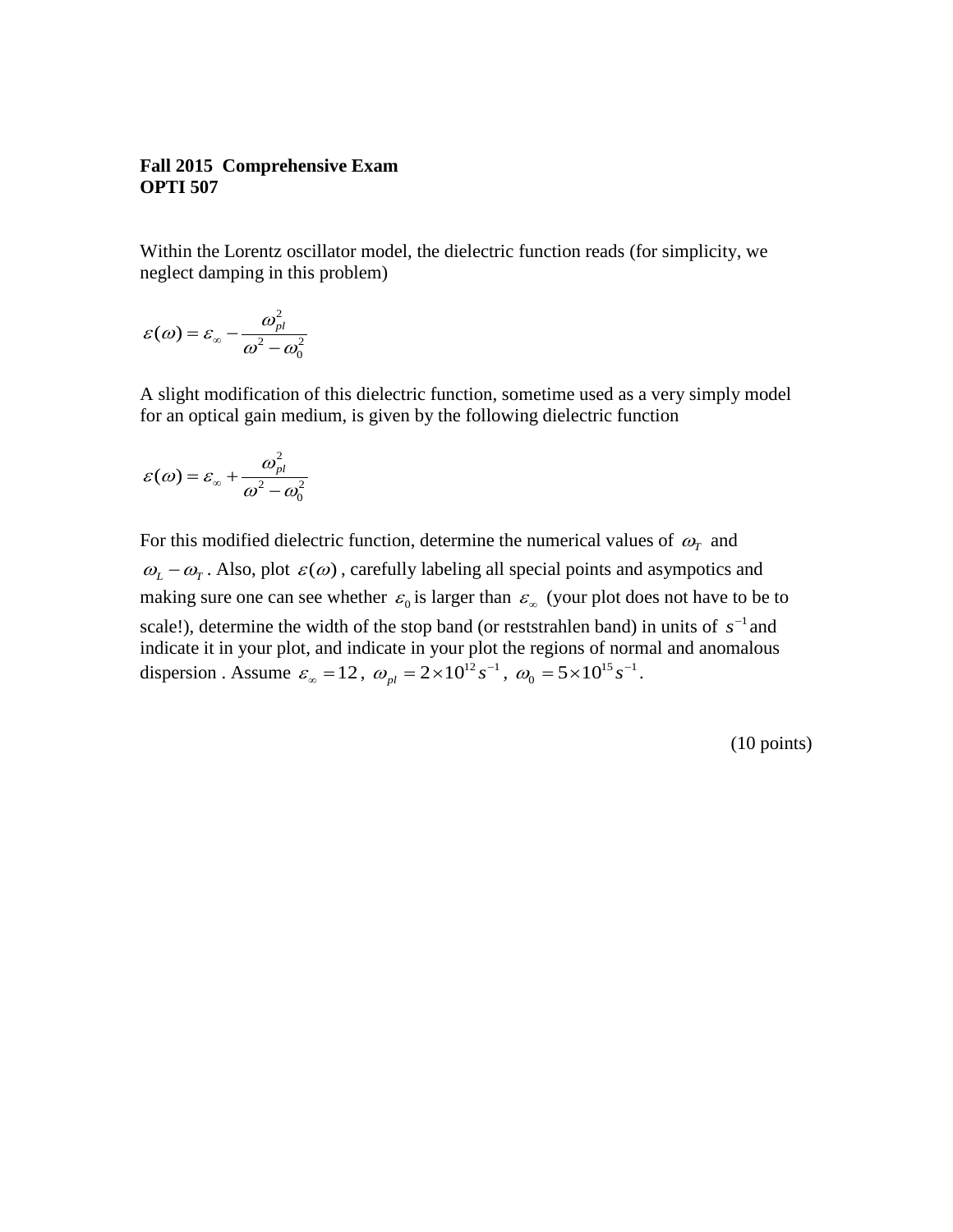**Fall 2015 Comprehensive Exam**
**OPTI 507**

Within the Lorentz oscillator model, the dielectric function reads (for simplicity, we neglect damping in this problem)

$$\varepsilon(\omega) = \varepsilon_\infty - \frac{\omega_{pl}^2}{\omega^2 - \omega_0^2}$$

A slight modification of this dielectric function, sometime used as a very simply model for an optical gain medium, is given by the following dielectric function

$$\varepsilon(\omega) = \varepsilon_\infty + \frac{\omega_{pl}^2}{\omega^2 - \omega_0^2}$$

For this modified dielectric function, determine the numerical values of $\omega_T$ and $\omega_L - \omega_T$. Also, plot $\varepsilon(\omega)$, carefully labeling all special points and asympotics and making sure one can see whether $\varepsilon_0$ is larger than $\varepsilon_\infty$ (your plot does not have to be to scale!), determine the width of the stop band (or reststrahlen band) in units of $s^{-1}$ and indicate it in your plot, and indicate in your plot the regions of normal and anomalous dispersion . Assume $\varepsilon_\infty = 12$, $\omega_{pl} = 2\times10^{12}s^{-1}$, $\omega_0 = 5\times10^{15}s^{-1}$.

(10 points)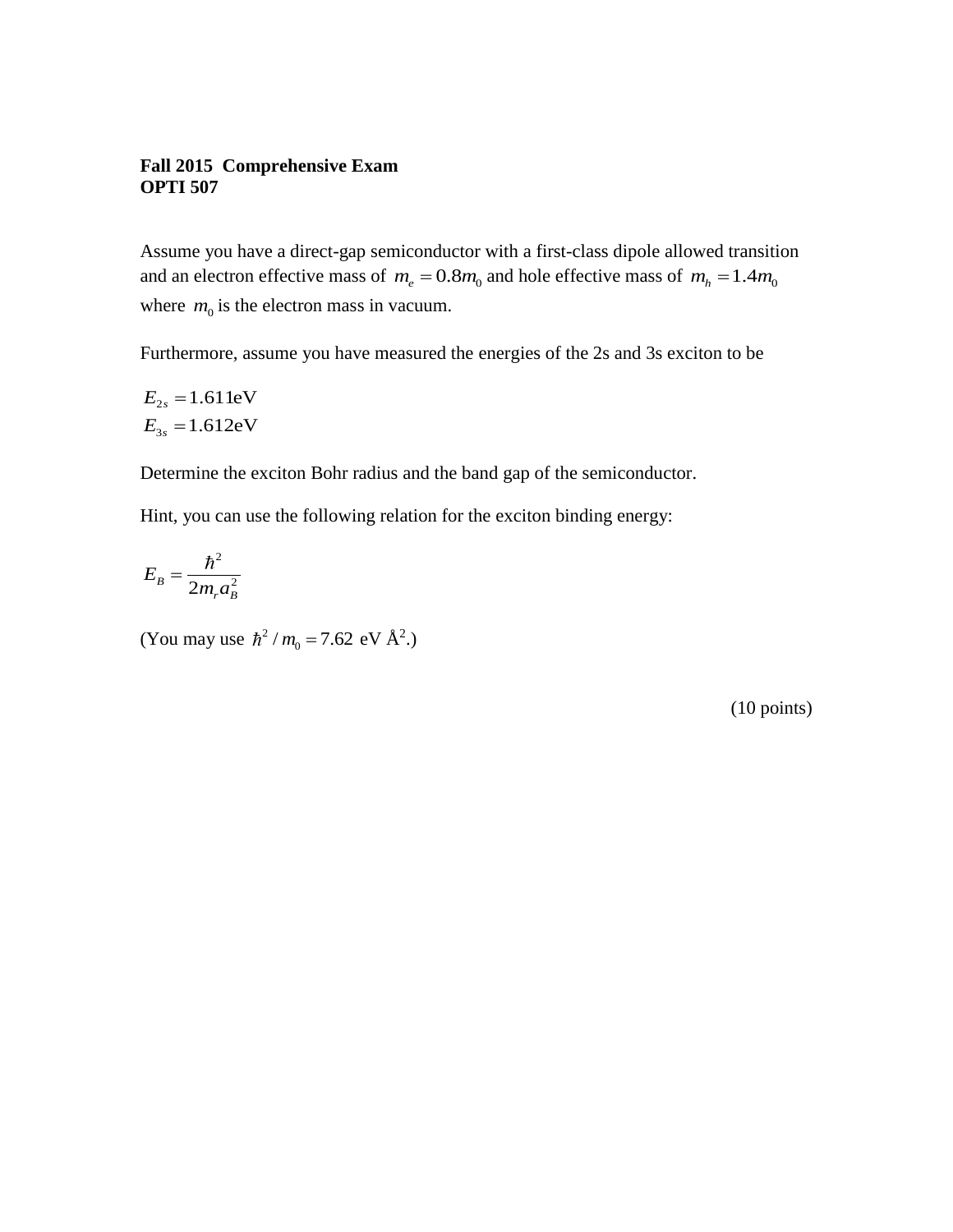**Fall 2015 Comprehensive Exam**
**OPTI 507**

Assume you have a direct-gap semiconductor with a first-class dipole allowed transition and an electron effective mass of $m_e = 0.8m_0$ and hole effective mass of $m_h = 1.4m_0$ where $m_0$ is the electron mass in vacuum.

Furthermore, assume you have measured the energies of the 2s and 3s exciton to be

$$E_{2s} = 1.611\text{eV}$$
$$E_{3s} = 1.612\text{eV}$$

Determine the exciton Bohr radius and the band gap of the semiconductor.

Hint, you can use the following relation for the exciton binding energy:

$$E_B = \frac{\hbar^2}{2m_r a_B^2}$$

(You may use $\hbar^2 / m_0 = 7.62$ eV Å$^2$.)

(10 points)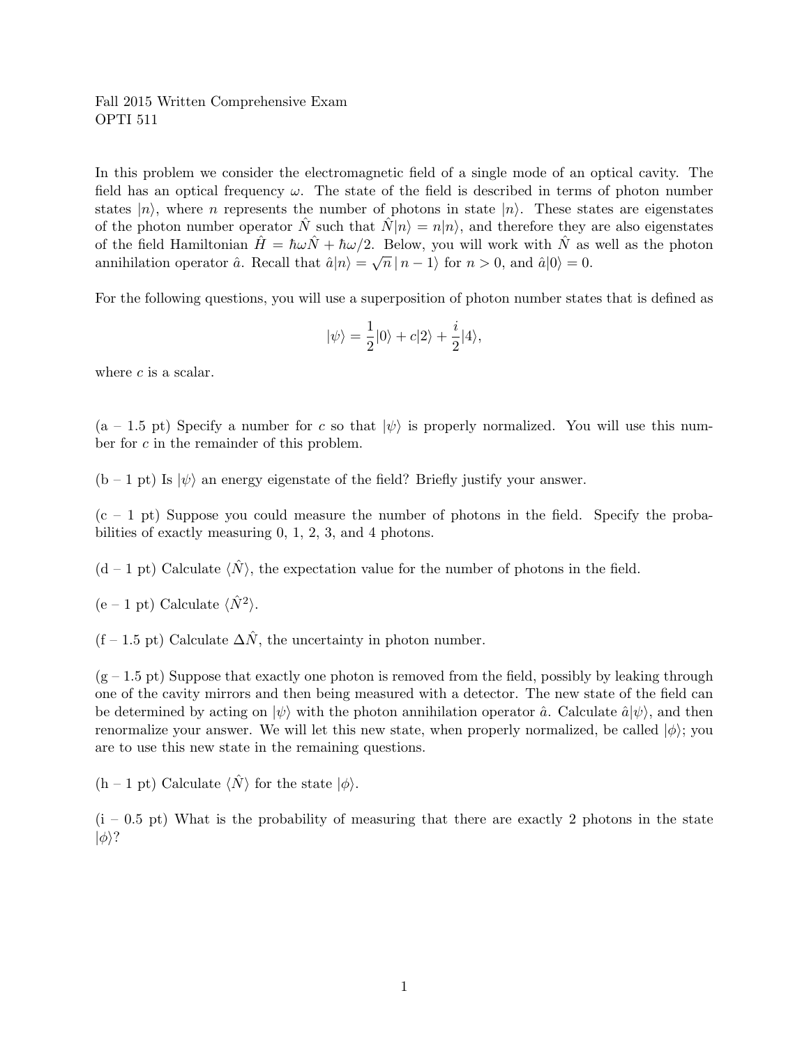Fall 2015 Written Comprehensive Exam
OPTI 511

In this problem we consider the electromagnetic field of a single mode of an optical cavity. The field has an optical frequency $\omega$. The state of the field is described in terms of photon number states $|n\rangle$, where $n$ represents the number of photons in state $|n\rangle$. These states are eigenstates of the photon number operator $\hat{N}$ such that $\hat{N}|n\rangle = n|n\rangle$, and therefore they are also eigenstates of the field Hamiltonian $\hat{H} = \hbar\omega\hat{N} + \hbar\omega/2$. Below, you will work with $\hat{N}$ as well as the photon annihilation operator $\hat{a}$. Recall that $\hat{a}|n\rangle = \sqrt{n}\,|n-1\rangle$ for $n > 0$, and $\hat{a}|0\rangle = 0$.

For the following questions, you will use a superposition of photon number states that is defined as

$$|\psi\rangle = \frac{1}{2}|0\rangle + c|2\rangle + \frac{i}{2}|4\rangle,$$

where $c$ is a scalar.

(a – 1.5 pt) Specify a number for $c$ so that $|\psi\rangle$ is properly normalized. You will use this number for $c$ in the remainder of this problem.

(b – 1 pt) Is $|\psi\rangle$ an energy eigenstate of the field? Briefly justify your answer.

(c – 1 pt) Suppose you could measure the number of photons in the field. Specify the probabilities of exactly measuring 0, 1, 2, 3, and 4 photons.

(d – 1 pt) Calculate $\langle\hat{N}\rangle$, the expectation value for the number of photons in the field.

(e – 1 pt) Calculate $\langle\hat{N}^2\rangle$.

(f – 1.5 pt) Calculate $\Delta\hat{N}$, the uncertainty in photon number.

(g – 1.5 pt) Suppose that exactly one photon is removed from the field, possibly by leaking through one of the cavity mirrors and then being measured with a detector. The new state of the field can be determined by acting on $|\psi\rangle$ with the photon annihilation operator $\hat{a}$. Calculate $\hat{a}|\psi\rangle$, and then renormalize your answer. We will let this new state, when properly normalized, be called $|\phi\rangle$; you are to use this new state in the remaining questions.

(h – 1 pt) Calculate $\langle\hat{N}\rangle$ for the state $|\phi\rangle$.

(i – 0.5 pt) What is the probability of measuring that there are exactly 2 photons in the state $|\phi\rangle$?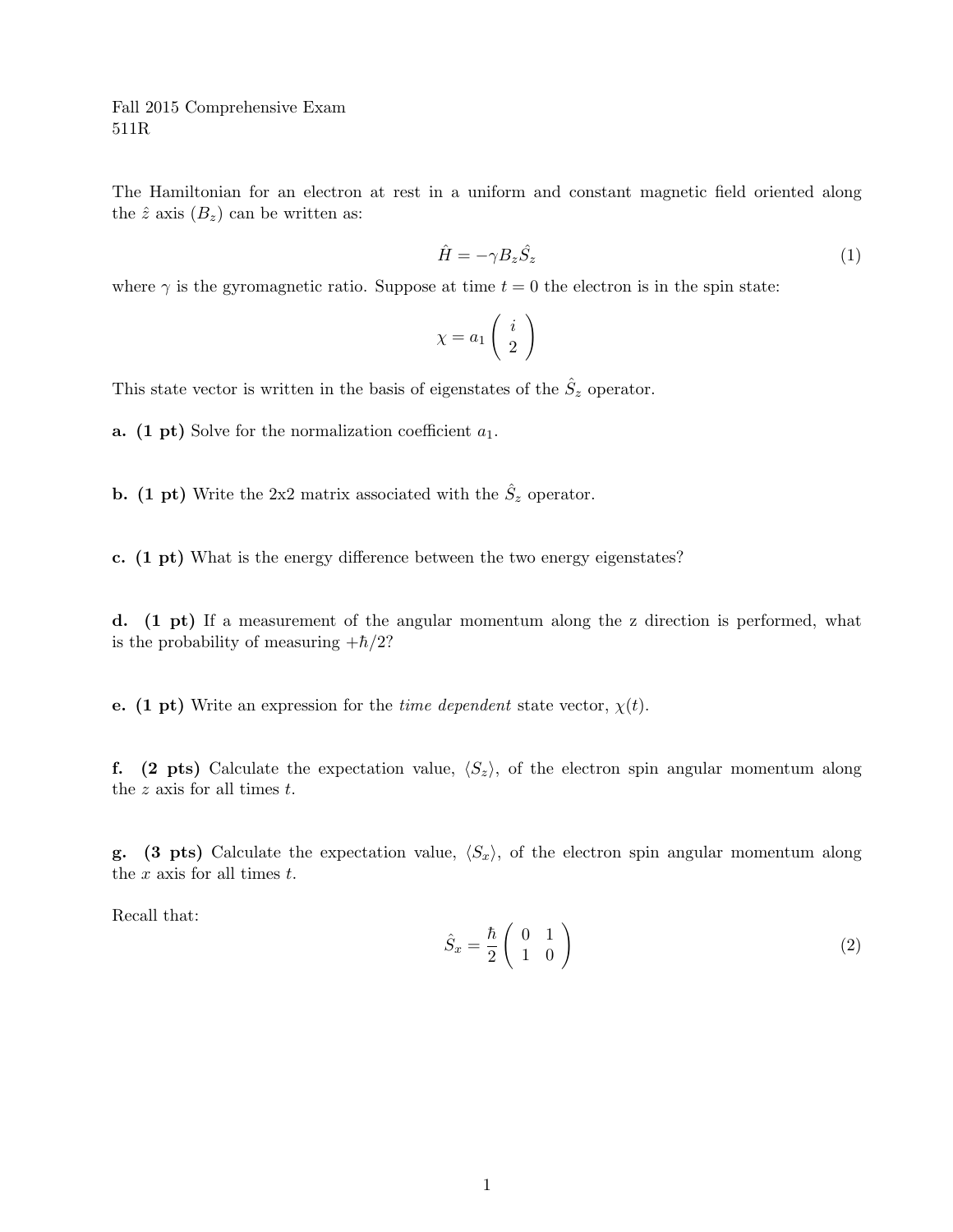Fall 2015 Comprehensive Exam
511R

The Hamiltonian for an electron at rest in a uniform and constant magnetic field oriented along the $\hat{z}$ axis ($B_z$) can be written as:

$$\hat{H} = -\gamma B_z \hat{S}_z \tag{1}$$

where $\gamma$ is the gyromagnetic ratio. Suppose at time $t = 0$ the electron is in the spin state:

$$\chi = a_1 \begin{pmatrix} i \\ 2 \end{pmatrix}$$

This state vector is written in the basis of eigenstates of the $\hat{S}_z$ operator.

**a. (1 pt)** Solve for the normalization coefficient $a_1$.

**b. (1 pt)** Write the 2x2 matrix associated with the $\hat{S}_z$ operator.

**c. (1 pt)** What is the energy difference between the two energy eigenstates?

**d. (1 pt)** If a measurement of the angular momentum along the z direction is performed, what is the probability of measuring $+\hbar/2$?

**e. (1 pt)** Write an expression for the *time dependent* state vector, $\chi(t)$.

**f. (2 pts)** Calculate the expectation value, $\langle S_z \rangle$, of the electron spin angular momentum along the $z$ axis for all times $t$.

**g. (3 pts)** Calculate the expectation value, $\langle S_x \rangle$, of the electron spin angular momentum along the $x$ axis for all times $t$.

Recall that:

$$\hat{S}_x = \frac{\hbar}{2} \begin{pmatrix} 0 & 1 \\ 1 & 0 \end{pmatrix} \tag{2}$$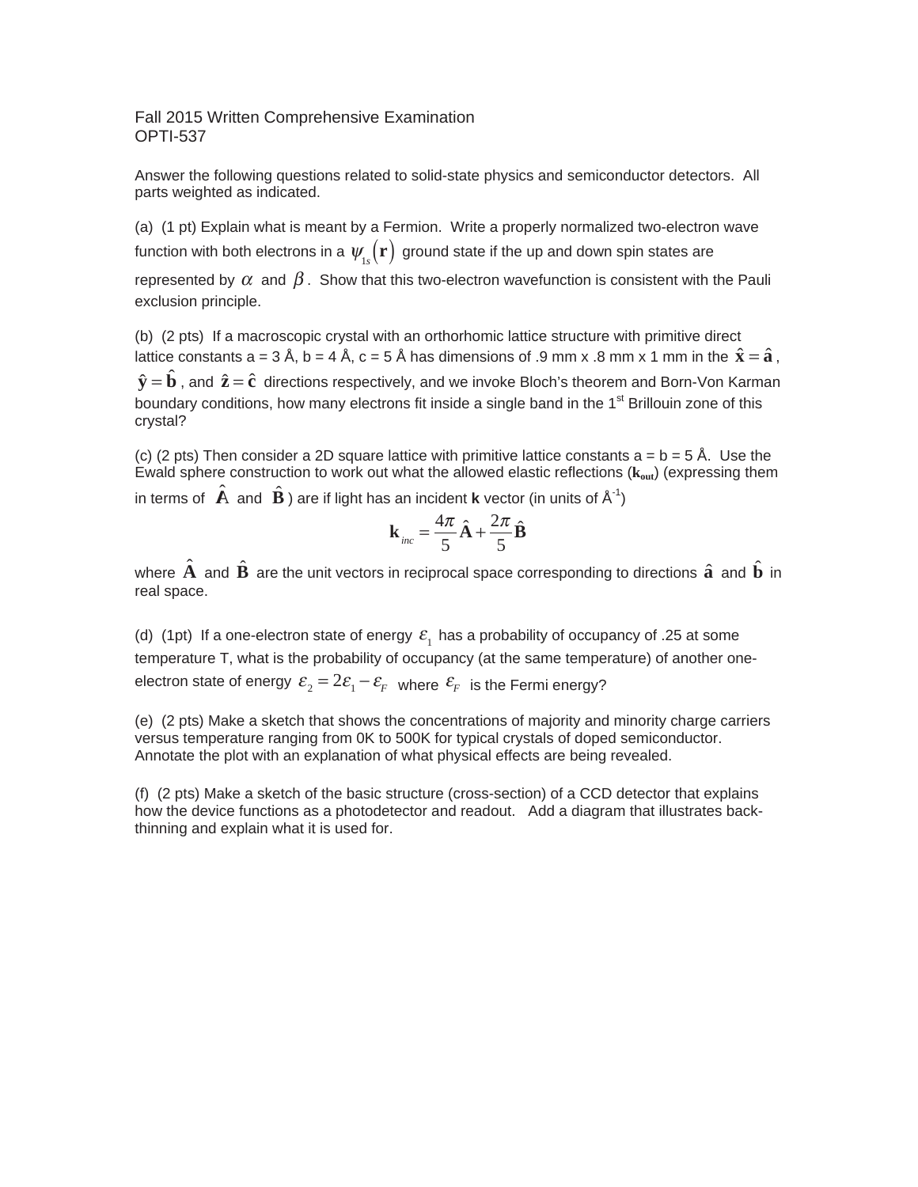Fall 2015 Written Comprehensive Examination
OPTI-537

Answer the following questions related to solid-state physics and semiconductor detectors. All parts weighted as indicated.

(a) (1 pt) Explain what is meant by a Fermion. Write a properly normalized two-electron wave function with both electrons in a $\psi_{1s}(\mathbf{r})$ ground state if the up and down spin states are represented by $\alpha$ and $\beta$. Show that this two-electron wavefunction is consistent with the Pauli exclusion principle.

(b) (2 pts) If a macroscopic crystal with an orthorhomic lattice structure with primitive direct lattice constants a = 3 Å, b = 4 Å, c = 5 Å has dimensions of .9 mm x .8 mm x 1 mm in the $\hat{\mathbf{x}} = \hat{\mathbf{a}}$, $\hat{\mathbf{y}} = \hat{\mathbf{b}}$, and $\hat{\mathbf{z}} = \hat{\mathbf{c}}$ directions respectively, and we invoke Bloch's theorem and Born-Von Karman boundary conditions, how many electrons fit inside a single band in the 1st Brillouin zone of this crystal?

(c) (2 pts) Then consider a 2D square lattice with primitive lattice constants a = b = 5 Å. Use the Ewald sphere construction to work out what the allowed elastic reflections ($\mathbf{k}_{out}$) (expressing them in terms of $\hat{\mathbf{A}}$ and $\hat{\mathbf{B}}$) are if light has an incident $\mathbf{k}$ vector (in units of Å$^{-1}$)

$$\mathbf{k}_{inc} = \frac{4\pi}{5}\hat{\mathbf{A}} + \frac{2\pi}{5}\hat{\mathbf{B}}$$

where $\hat{\mathbf{A}}$ and $\hat{\mathbf{B}}$ are the unit vectors in reciprocal space corresponding to directions $\hat{\mathbf{a}}$ and $\hat{\mathbf{b}}$ in real space.

(d) (1pt) If a one-electron state of energy $\varepsilon_1$ has a probability of occupancy of .25 at some temperature T, what is the probability of occupancy (at the same temperature) of another one-electron state of energy $\varepsilon_2 = 2\varepsilon_1 - \varepsilon_F$ where $\varepsilon_F$ is the Fermi energy?

(e) (2 pts) Make a sketch that shows the concentrations of majority and minority charge carriers versus temperature ranging from 0K to 500K for typical crystals of doped semiconductor. Annotate the plot with an explanation of what physical effects are being revealed.

(f) (2 pts) Make a sketch of the basic structure (cross-section) of a CCD detector that explains how the device functions as a photodetector and readout. Add a diagram that illustrates back-thinning and explain what it is used for.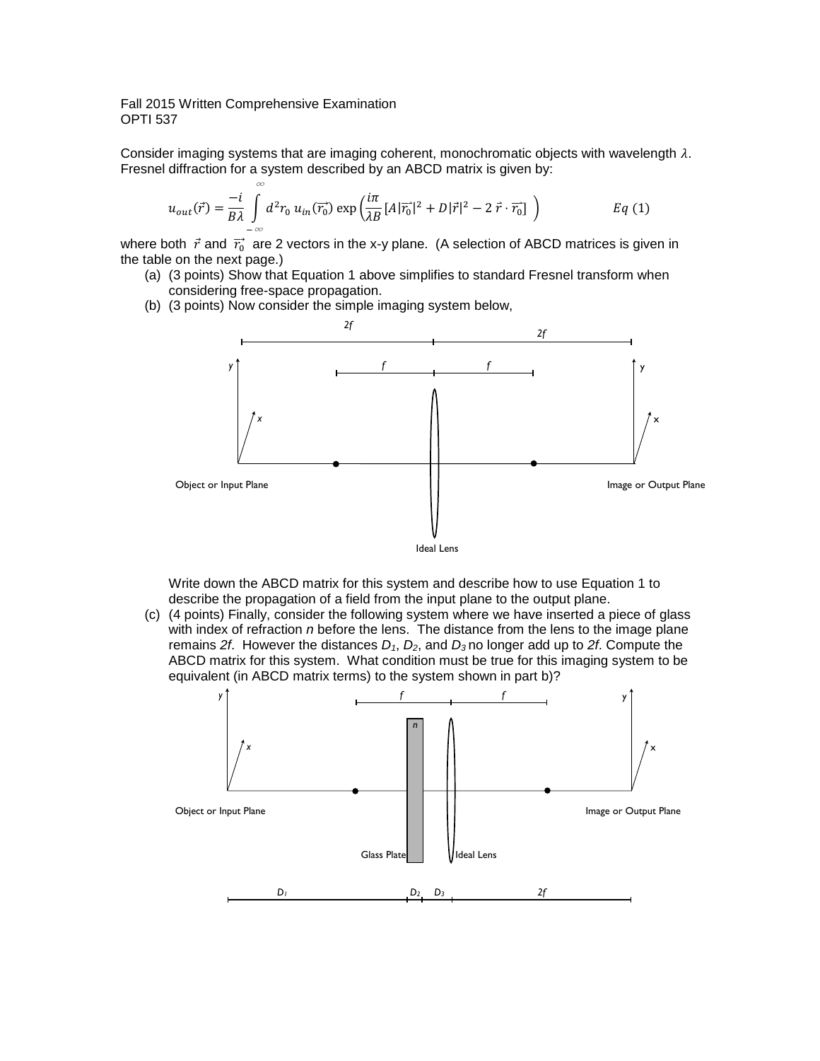Fall 2015 Written Comprehensive Examination
OPTI 537

Consider imaging systems that are imaging coherent, monochromatic objects with wavelength $\lambda$. Fresnel diffraction for a system described by an ABCD matrix is given by:

$$u_{out}(\vec{r}) = \frac{-i}{B\lambda} \int_{-\infty}^{\infty} d^2 r_0 \, u_{in}(\vec{r_0}) \exp\left(\frac{i\pi}{\lambda B}\left[A|\vec{r_0}|^2 + D|\vec{r}|^2 - 2\,\vec{r}\cdot\vec{r_0}\right]\right) \qquad Eq\ (1)$$

where both $\vec{r}$ and $\vec{r_0}$ are 2 vectors in the x-y plane. (A selection of ABCD matrices is given in the table on the next page.)

(a) (3 points) Show that Equation 1 above simplifies to standard Fresnel transform when considering free-space propagation.

(b) (3 points) Now consider the simple imaging system below,

Object or Input Plane — Ideal Lens — Image or Output Plane (distances $2f$, $2f$; focal lengths $f$, $f$)

Write down the ABCD matrix for this system and describe how to use Equation 1 to describe the propagation of a field from the input plane to the output plane.

(c) (4 points) Finally, consider the following system where we have inserted a piece of glass with index of refraction $n$ before the lens. The distance from the lens to the image plane remains $2f$. However the distances $D_1$, $D_2$, and $D_3$ no longer add up to $2f$. Compute the ABCD matrix for this system. What condition must be true for this imaging system to be equivalent (in ABCD matrix terms) to the system shown in part b)?

Object or Input Plane — Glass Plate ($n$) — Ideal Lens — Image or Output Plane (distances $D_1$, $D_2$, $D_3$, $2f$; focal lengths $f$, $f$)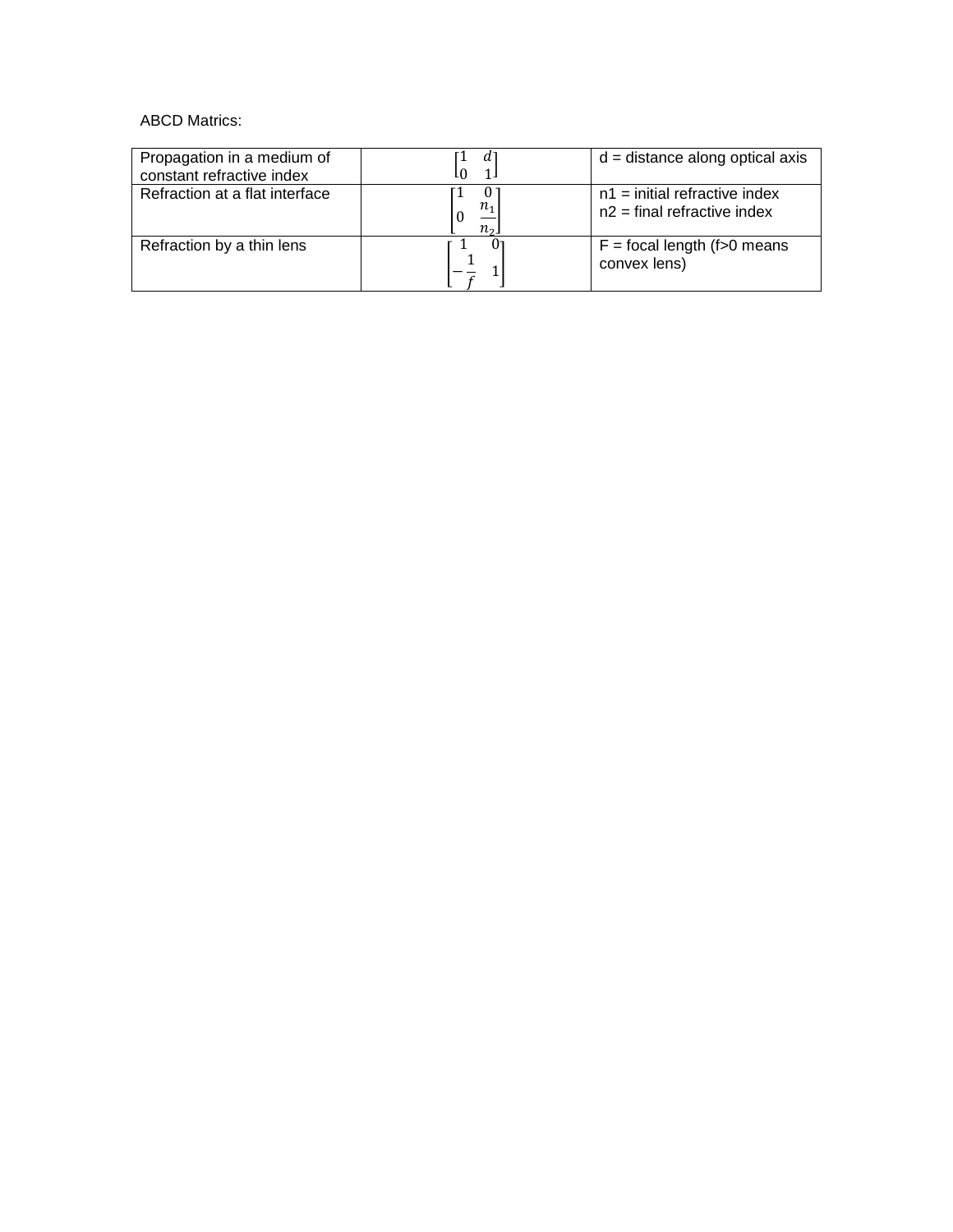ABCD Matrics:

| Propagation in a medium of constant refractive index | $\begin{bmatrix} 1 & d \\ 0 & 1 \end{bmatrix}$ | d = distance along optical axis |
|---|---|---|
| Refraction at a flat interface | $\begin{bmatrix} 1 & 0 \\ 0 & \frac{n_1}{n_2} \end{bmatrix}$ | n1 = initial refractive index<br>n2 = final refractive index |
| Refraction by a thin lens | $\begin{bmatrix} 1 & 0 \\ -\frac{1}{f} & 1 \end{bmatrix}$ | F = focal length (f>0 means convex lens) |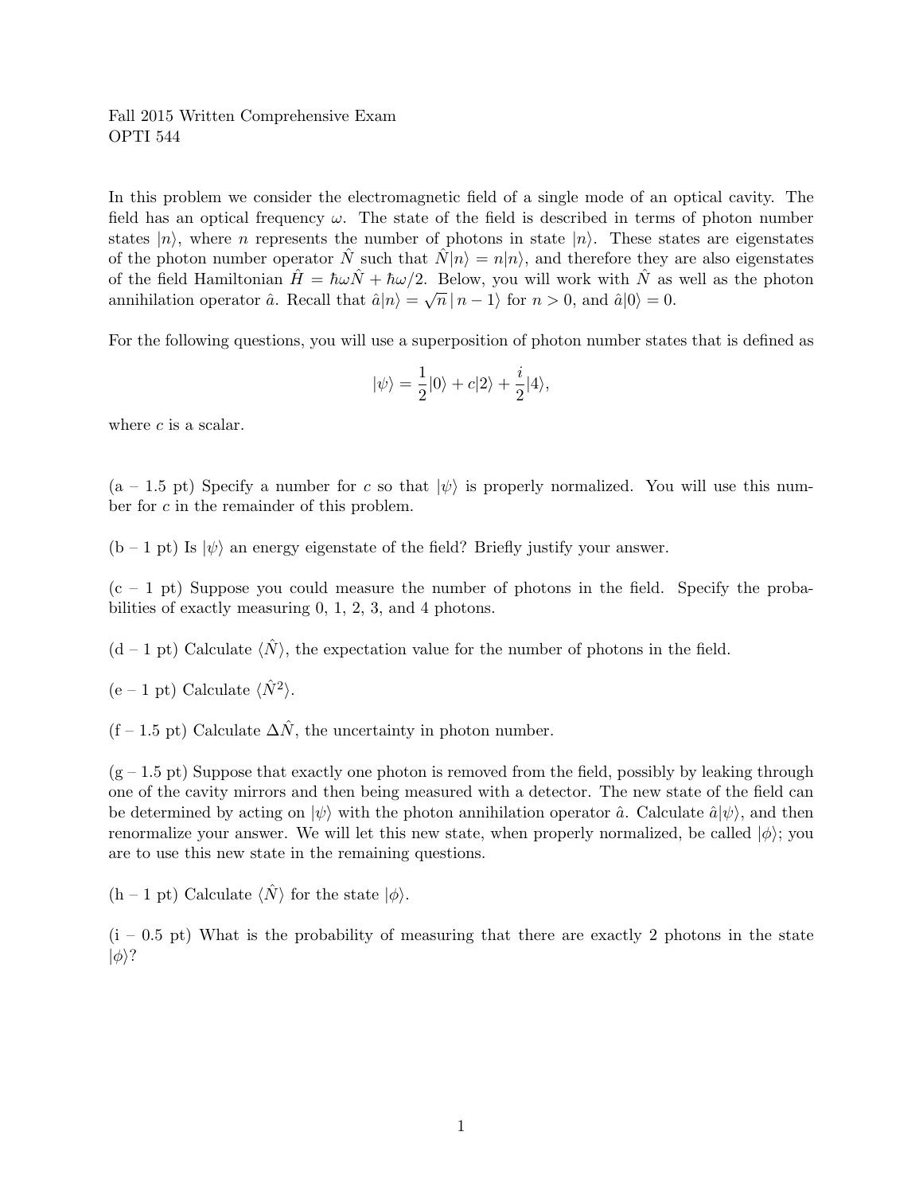Fall 2015 Written Comprehensive Exam
OPTI 544

In this problem we consider the electromagnetic field of a single mode of an optical cavity. The field has an optical frequency $\omega$. The state of the field is described in terms of photon number states $|n\rangle$, where $n$ represents the number of photons in state $|n\rangle$. These states are eigenstates of the photon number operator $\hat{N}$ such that $\hat{N}|n\rangle = n|n\rangle$, and therefore they are also eigenstates of the field Hamiltonian $\hat{H} = \hbar\omega\hat{N} + \hbar\omega/2$. Below, you will work with $\hat{N}$ as well as the photon annihilation operator $\hat{a}$. Recall that $\hat{a}|n\rangle = \sqrt{n}\,|n-1\rangle$ for $n > 0$, and $\hat{a}|0\rangle = 0$.

For the following questions, you will use a superposition of photon number states that is defined as

$$|\psi\rangle = \frac{1}{2}|0\rangle + c|2\rangle + \frac{i}{2}|4\rangle,$$

where $c$ is a scalar.

(a – 1.5 pt) Specify a number for $c$ so that $|\psi\rangle$ is properly normalized. You will use this number for $c$ in the remainder of this problem.

(b – 1 pt) Is $|\psi\rangle$ an energy eigenstate of the field? Briefly justify your answer.

(c – 1 pt) Suppose you could measure the number of photons in the field. Specify the probabilities of exactly measuring 0, 1, 2, 3, and 4 photons.

(d – 1 pt) Calculate $\langle\hat{N}\rangle$, the expectation value for the number of photons in the field.

(e – 1 pt) Calculate $\langle\hat{N}^2\rangle$.

(f – 1.5 pt) Calculate $\Delta\hat{N}$, the uncertainty in photon number.

(g – 1.5 pt) Suppose that exactly one photon is removed from the field, possibly by leaking through one of the cavity mirrors and then being measured with a detector. The new state of the field can be determined by acting on $|\psi\rangle$ with the photon annihilation operator $\hat{a}$. Calculate $\hat{a}|\psi\rangle$, and then renormalize your answer. We will let this new state, when properly normalized, be called $|\phi\rangle$; you are to use this new state in the remaining questions.

(h – 1 pt) Calculate $\langle\hat{N}\rangle$ for the state $|\phi\rangle$.

(i – 0.5 pt) What is the probability of measuring that there are exactly 2 photons in the state $|\phi\rangle$?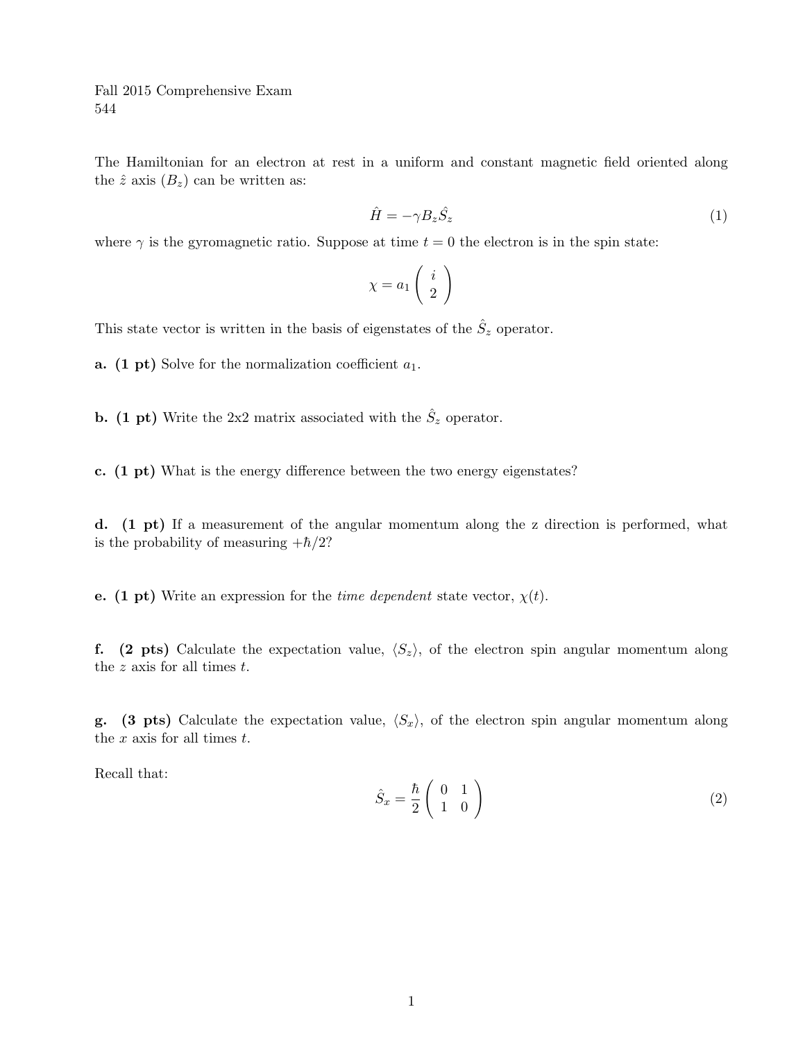Fall 2015 Comprehensive Exam
544

The Hamiltonian for an electron at rest in a uniform and constant magnetic field oriented along the $\hat{z}$ axis ($B_z$) can be written as:

$$\hat{H} = -\gamma B_z \hat{S}_z \tag{1}$$

where $\gamma$ is the gyromagnetic ratio. Suppose at time $t = 0$ the electron is in the spin state:

$$\chi = a_1 \begin{pmatrix} i \\ 2 \end{pmatrix}$$

This state vector is written in the basis of eigenstates of the $\hat{S}_z$ operator.

**a. (1 pt)** Solve for the normalization coefficient $a_1$.

**b. (1 pt)** Write the 2x2 matrix associated with the $\hat{S}_z$ operator.

**c. (1 pt)** What is the energy difference between the two energy eigenstates?

**d. (1 pt)** If a measurement of the angular momentum along the z direction is performed, what is the probability of measuring $+\hbar/2$?

**e. (1 pt)** Write an expression for the *time dependent* state vector, $\chi(t)$.

**f. (2 pts)** Calculate the expectation value, $\langle S_z \rangle$, of the electron spin angular momentum along the $z$ axis for all times $t$.

**g. (3 pts)** Calculate the expectation value, $\langle S_x \rangle$, of the electron spin angular momentum along the $x$ axis for all times $t$.

Recall that:

$$\hat{S}_x = \frac{\hbar}{2} \begin{pmatrix} 0 & 1 \\ 1 & 0 \end{pmatrix} \tag{2}$$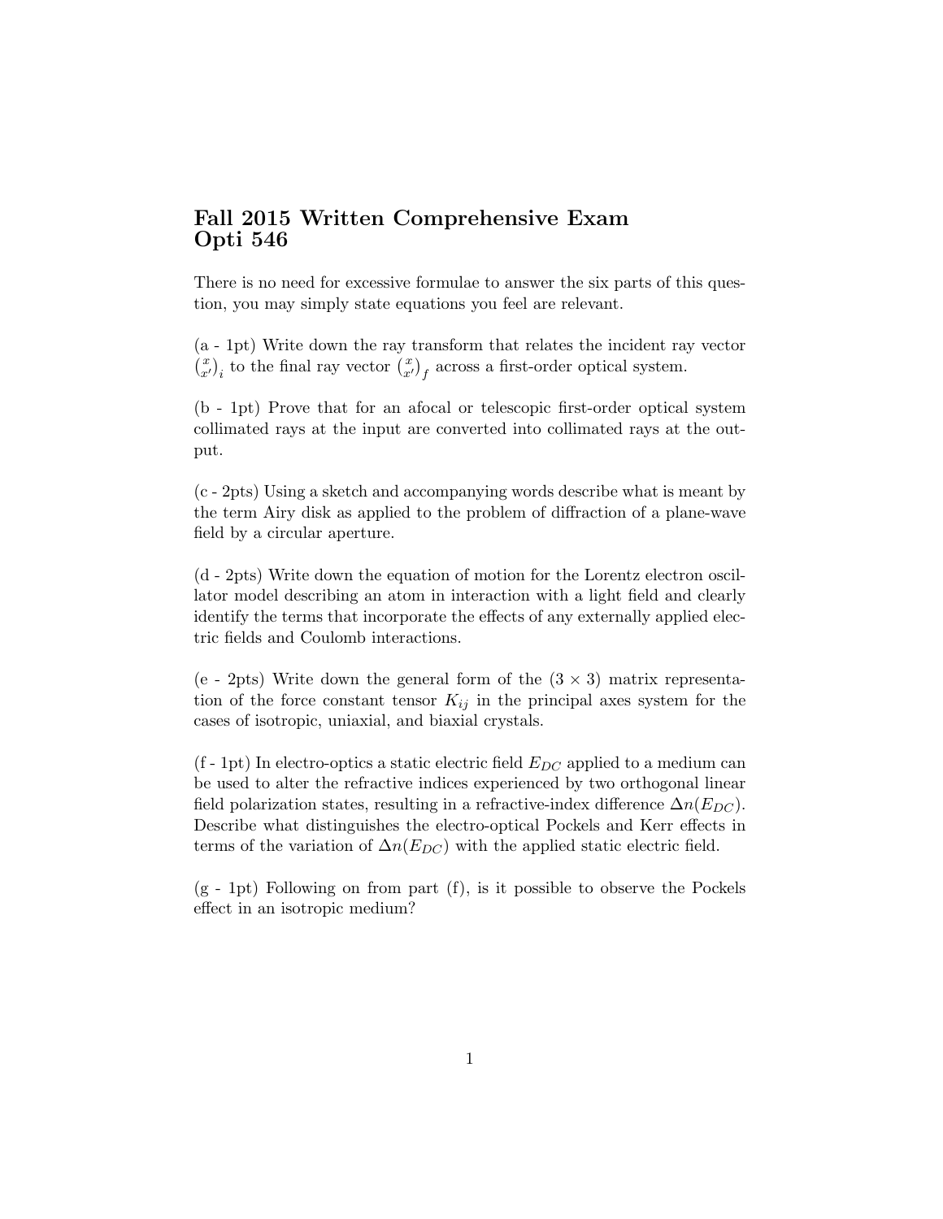# Fall 2015 Written Comprehensive Exam
# Opti 546

There is no need for excessive formulae to answer the six parts of this question, you may simply state equations you feel are relevant.

(a - 1pt) Write down the ray transform that relates the incident ray vector $\binom{x}{x'}_i$ to the final ray vector $\binom{x}{x'}_f$ across a first-order optical system.

(b - 1pt) Prove that for an afocal or telescopic first-order optical system collimated rays at the input are converted into collimated rays at the output.

(c - 2pts) Using a sketch and accompanying words describe what is meant by the term Airy disk as applied to the problem of diffraction of a plane-wave field by a circular aperture.

(d - 2pts) Write down the equation of motion for the Lorentz electron oscillator model describing an atom in interaction with a light field and clearly identify the terms that incorporate the effects of any externally applied electric fields and Coulomb interactions.

(e - 2pts) Write down the general form of the $(3 \times 3)$ matrix representation of the force constant tensor $K_{ij}$ in the principal axes system for the cases of isotropic, uniaxial, and biaxial crystals.

(f - 1pt) In electro-optics a static electric field $E_{DC}$ applied to a medium can be used to alter the refractive indices experienced by two orthogonal linear field polarization states, resulting in a refractive-index difference $\Delta n(E_{DC})$. Describe what distinguishes the electro-optical Pockels and Kerr effects in terms of the variation of $\Delta n(E_{DC})$ with the applied static electric field.

(g - 1pt) Following on from part (f), is it possible to observe the Pockels effect in an isotropic medium?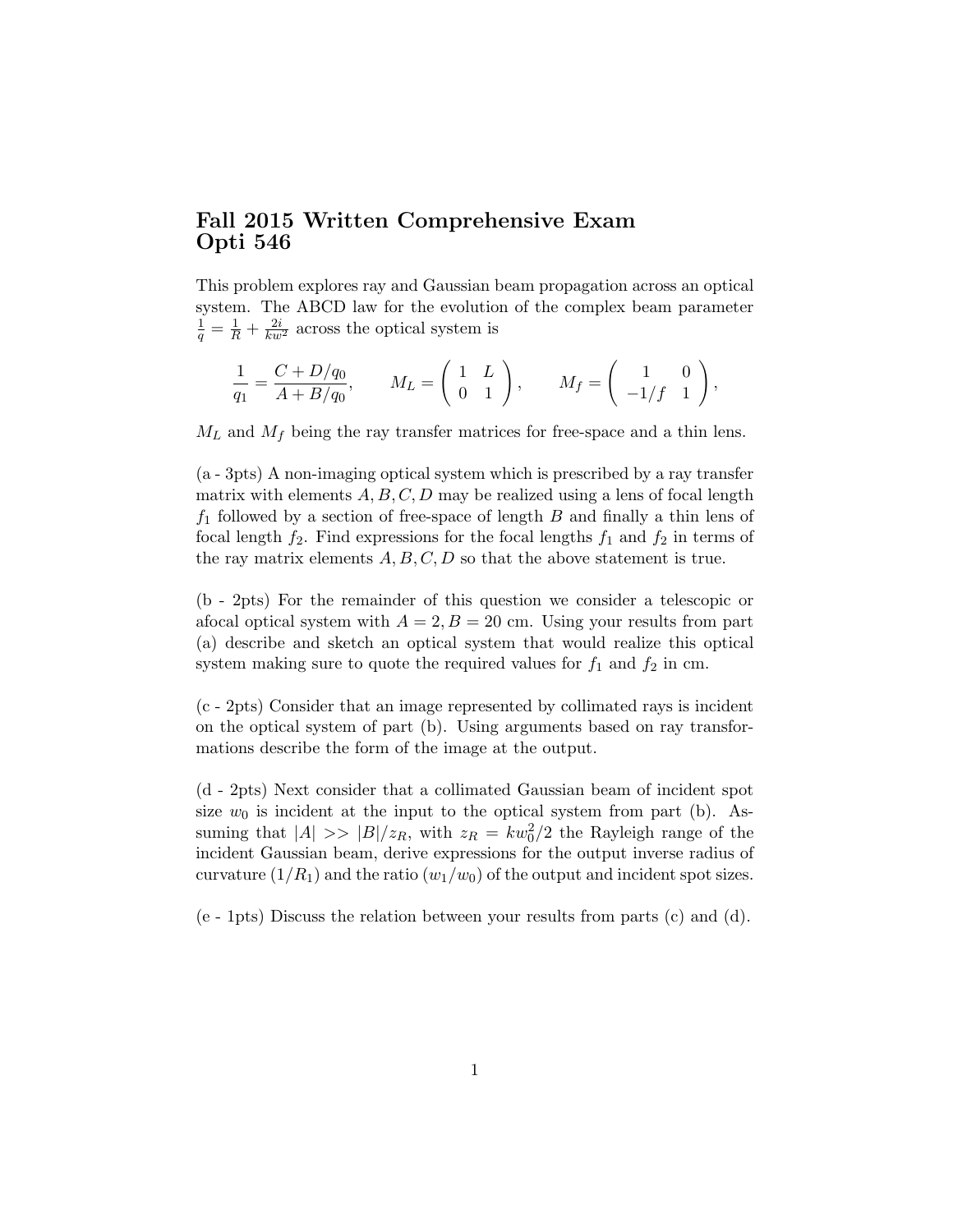# Fall 2015 Written Comprehensive Exam Opti 546

This problem explores ray and Gaussian beam propagation across an optical system. The ABCD law for the evolution of the complex beam parameter $\frac{1}{q} = \frac{1}{R} + \frac{2i}{kw^2}$ across the optical system is

$$\frac{1}{q_1} = \frac{C + D/q_0}{A + B/q_0}, \qquad M_L = \begin{pmatrix} 1 & L \\ 0 & 1 \end{pmatrix}, \qquad M_f = \begin{pmatrix} 1 & 0 \\ -1/f & 1 \end{pmatrix},$$

$M_L$ and $M_f$ being the ray transfer matrices for free-space and a thin lens.

(a - 3pts) A non-imaging optical system which is prescribed by a ray transfer matrix with elements $A, B, C, D$ may be realized using a lens of focal length $f_1$ followed by a section of free-space of length $B$ and finally a thin lens of focal length $f_2$. Find expressions for the focal lengths $f_1$ and $f_2$ in terms of the ray matrix elements $A, B, C, D$ so that the above statement is true.

(b - 2pts) For the remainder of this question we consider a telescopic or afocal optical system with $A = 2, B = 20$ cm. Using your results from part (a) describe and sketch an optical system that would realize this optical system making sure to quote the required values for $f_1$ and $f_2$ in cm.

(c - 2pts) Consider that an image represented by collimated rays is incident on the optical system of part (b). Using arguments based on ray transformations describe the form of the image at the output.

(d - 2pts) Next consider that a collimated Gaussian beam of incident spot size $w_0$ is incident at the input to the optical system from part (b). Assuming that $|A| >> |B|/z_R$, with $z_R = kw_0^2/2$ the Rayleigh range of the incident Gaussian beam, derive expressions for the output inverse radius of curvature $(1/R_1)$ and the ratio $(w_1/w_0)$ of the output and incident spot sizes.

(e - 1pts) Discuss the relation between your results from parts (c) and (d).